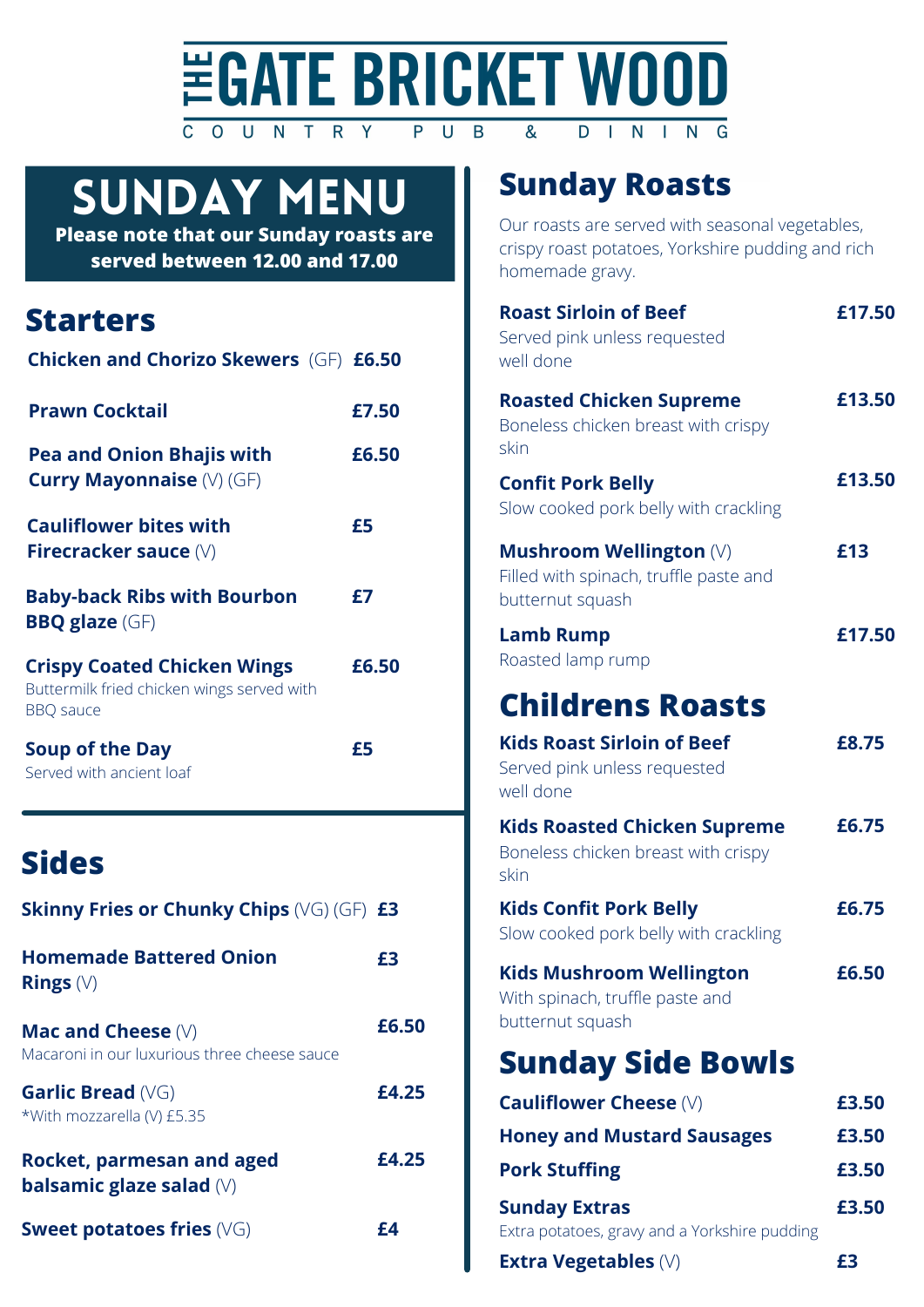# THE GATE BRICKET WOOD

COUNTRY PUB & DINING

# SUNDAY MENU

**Please note that our Sunday roasts are served between 12.00 and 17.00**

## Starters

**Chicken and Chorizo Skewers** (GF) **£6.50**

**Prawn Cocktail** **£7.50**

**Pea and Onion Bhajis with Curry Mayonnaise** (V) (GF) **£6.50**

**Cauliflower bites with Firecracker sauce** (V) **£5**

**Baby-back Ribs with Bourbon BBQ glaze** (GF) **£7**

**Crispy Coated Chicken Wings** **£6.50**
Buttermilk fried chicken wings served with BBQ sauce

**Soup of the Day** **£5**
Served with ancient loaf

## Sides

**Skinny Fries or Chunky Chips** (VG) (GF) **£3**

**Homemade Battered Onion Rings** (V) **£3**

**Mac and Cheese** (V) **£6.50**
Macaroni in our luxurious three cheese sauce

**Garlic Bread** (VG) **£4.25**
*With mozzarella (V) £5.35

**Rocket, parmesan and aged balsamic glaze salad** (V) **£4.25**

**Sweet potatoes fries** (VG) **£4**

## Sunday Roasts

Our roasts are served with seasonal vegetables, crispy roast potatoes, Yorkshire pudding and rich homemade gravy.

**Roast Sirloin of Beef** **£17.50**
Served pink unless requested well done

**Roasted Chicken Supreme** **£13.50**
Boneless chicken breast with crispy skin

**Confit Pork Belly** **£13.50**
Slow cooked pork belly with crackling

**Mushroom Wellington** (V) **£13**
Filled with spinach, truffle paste and butternut squash

**Lamb Rump** **£17.50**
Roasted lamp rump

## Childrens Roasts

**Kids Roast Sirloin of Beef** **£8.75**
Served pink unless requested well done

**Kids Roasted Chicken Supreme** **£6.75**
Boneless chicken breast with crispy skin

**Kids Confit Pork Belly** **£6.75**
Slow cooked pork belly with crackling

**Kids Mushroom Wellington** **£6.50**
With spinach, truffle paste and butternut squash

## Sunday Side Bowls

**Cauliflower Cheese** (V) **£3.50**

**Honey and Mustard Sausages** **£3.50**

**Pork Stuffing** **£3.50**

**Sunday Extras** **£3.50**
Extra potatoes, gravy and a Yorkshire pudding

**Extra Vegetables** (V) **£3**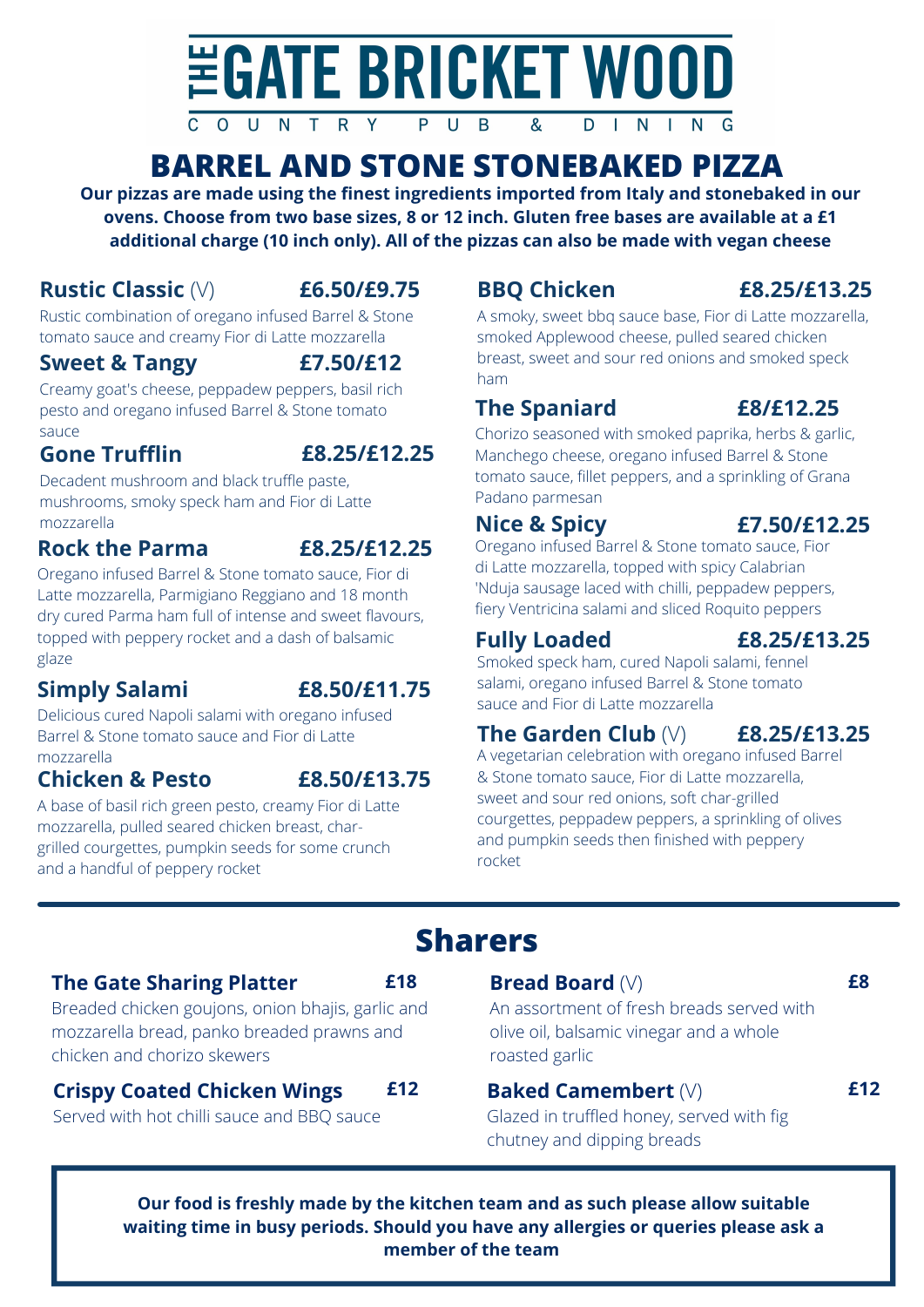# THE GATE BRICKET WOOD

COUNTRY PUB & DINING

## BARREL AND STONE STONEBAKED PIZZA

**Our pizzas are made using the finest ingredients imported from Italy and stonebaked in our ovens. Choose from two base sizes, 8 or 12 inch. Gluten free bases are available at a £1 additional charge (10 inch only). All of the pizzas can also be made with vegan cheese**

### Rustic Classic (V) — £6.50/£9.75

Rustic combination of oregano infused Barrel & Stone tomato sauce and creamy Fior di Latte mozzarella

### Sweet & Tangy — £7.50/£12

Creamy goat's cheese, peppadew peppers, basil rich pesto and oregano infused Barrel & Stone tomato sauce

### Gone Trufflin — £8.25/£12.25

Decadent mushroom and black truffle paste, mushrooms, smoky speck ham and Fior di Latte mozzarella

### Rock the Parma — £8.25/£12.25

Oregano infused Barrel & Stone tomato sauce, Fior di Latte mozzarella, Parmigiano Reggiano and 18 month dry cured Parma ham full of intense and sweet flavours, topped with peppery rocket and a dash of balsamic glaze

### Simply Salami — £8.50/£11.75

Delicious cured Napoli salami with oregano infused Barrel & Stone tomato sauce and Fior di Latte mozzarella

### Chicken & Pesto — £8.50/£13.75

A base of basil rich green pesto, creamy Fior di Latte mozzarella, pulled seared chicken breast, char-grilled courgettes, pumpkin seeds for some crunch and a handful of peppery rocket

### BBQ Chicken — £8.25/£13.25

A smoky, sweet bbq sauce base, Fior di Latte mozzarella, smoked Applewood cheese, pulled seared chicken breast, sweet and sour red onions and smoked speck ham

### The Spaniard — £8/£12.25

Chorizo seasoned with smoked paprika, herbs & garlic, Manchego cheese, oregano infused Barrel & Stone tomato sauce, fillet peppers, and a sprinkling of Grana Padano parmesan

### Nice & Spicy — £7.50/£12.25

Oregano infused Barrel & Stone tomato sauce, Fior di Latte mozzarella, topped with spicy Calabrian 'Nduja sausage laced with chilli, peppadew peppers, fiery Ventricina salami and sliced Roquito peppers

### Fully Loaded — £8.25/£13.25

Smoked speck ham, cured Napoli salami, fennel salami, oregano infused Barrel & Stone tomato sauce and Fior di Latte mozzarella

### The Garden Club (V) — £8.25/£13.25

A vegetarian celebration with oregano infused Barrel & Stone tomato sauce, Fior di Latte mozzarella, sweet and sour red onions, soft char-grilled courgettes, peppadew peppers, a sprinkling of olives and pumpkin seeds then finished with peppery rocket

## Sharers

### The Gate Sharing Platter — £18

Breaded chicken goujons, onion bhajis, garlic and mozzarella bread, panko breaded prawns and chicken and chorizo skewers

### Crispy Coated Chicken Wings — £12

Served with hot chilli sauce and BBQ sauce

### Bread Board (V) — £8

An assortment of fresh breads served with olive oil, balsamic vinegar and a whole roasted garlic

### Baked Camembert (V) — £12

Glazed in truffled honey, served with fig chutney and dipping breads

**Our food is freshly made by the kitchen team and as such please allow suitable waiting time in busy periods. Should you have any allergies or queries please ask a member of the team**